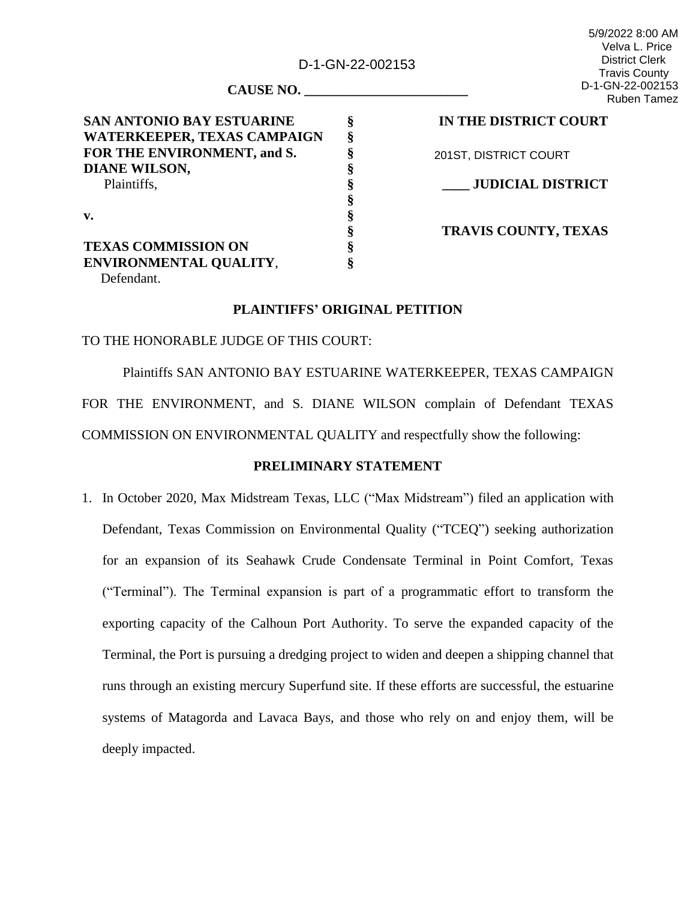5/9/2022 8:00 AM
Velva L. Price
District Clerk
Travis County
D-1-GN-22-002153
Ruben Tamez

D-1-GN-22-002153

**CAUSE NO. ________________________**

| | | |
|---|---|---|
| **SAN ANTONIO BAY ESTUARINE WATERKEEPER, TEXAS CAMPAIGN FOR THE ENVIRONMENT, and S. DIANE WILSON,** Plaintiffs, | § | **IN THE DISTRICT COURT** |
| | § | 201ST, DISTRICT COURT |
| | § | **____ JUDICIAL DISTRICT** |
| **v.** | § | |
| | § | **TRAVIS COUNTY, TEXAS** |
| **TEXAS COMMISSION ON ENVIRONMENTAL QUALITY**, Defendant. | § | |

**PLAINTIFFS' ORIGINAL PETITION**

TO THE HONORABLE JUDGE OF THIS COURT:

Plaintiffs SAN ANTONIO BAY ESTUARINE WATERKEEPER, TEXAS CAMPAIGN FOR THE ENVIRONMENT, and S. DIANE WILSON complain of Defendant TEXAS COMMISSION ON ENVIRONMENTAL QUALITY and respectfully show the following:

**PRELIMINARY STATEMENT**

1. In October 2020, Max Midstream Texas, LLC ("Max Midstream") filed an application with Defendant, Texas Commission on Environmental Quality ("TCEQ") seeking authorization for an expansion of its Seahawk Crude Condensate Terminal in Point Comfort, Texas ("Terminal"). The Terminal expansion is part of a programmatic effort to transform the exporting capacity of the Calhoun Port Authority. To serve the expanded capacity of the Terminal, the Port is pursuing a dredging project to widen and deepen a shipping channel that runs through an existing mercury Superfund site. If these efforts are successful, the estuarine systems of Matagorda and Lavaca Bays, and those who rely on and enjoy them, will be deeply impacted.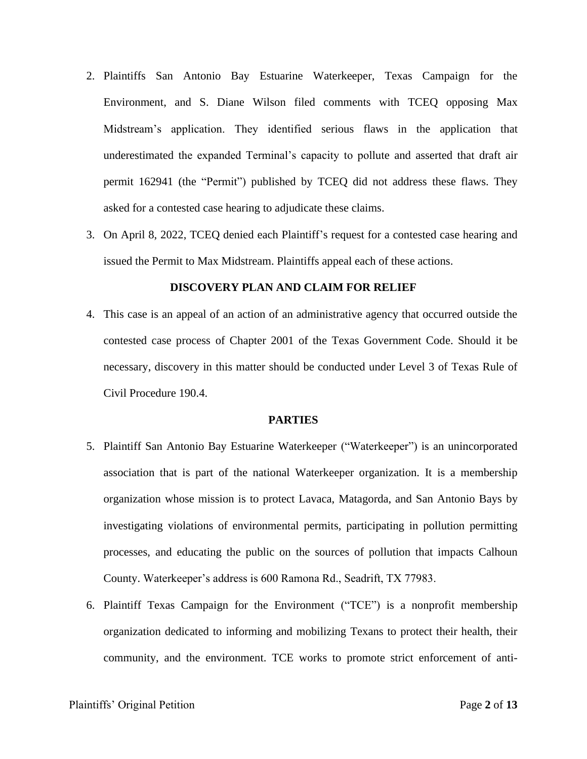2. Plaintiffs San Antonio Bay Estuarine Waterkeeper, Texas Campaign for the Environment, and S. Diane Wilson filed comments with TCEQ opposing Max Midstream's application. They identified serious flaws in the application that underestimated the expanded Terminal's capacity to pollute and asserted that draft air permit 162941 (the "Permit") published by TCEQ did not address these flaws. They asked for a contested case hearing to adjudicate these claims.

3. On April 8, 2022, TCEQ denied each Plaintiff's request for a contested case hearing and issued the Permit to Max Midstream. Plaintiffs appeal each of these actions.

## DISCOVERY PLAN AND CLAIM FOR RELIEF

4. This case is an appeal of an action of an administrative agency that occurred outside the contested case process of Chapter 2001 of the Texas Government Code. Should it be necessary, discovery in this matter should be conducted under Level 3 of Texas Rule of Civil Procedure 190.4.

## PARTIES

5. Plaintiff San Antonio Bay Estuarine Waterkeeper ("Waterkeeper") is an unincorporated association that is part of the national Waterkeeper organization. It is a membership organization whose mission is to protect Lavaca, Matagorda, and San Antonio Bays by investigating violations of environmental permits, participating in pollution permitting processes, and educating the public on the sources of pollution that impacts Calhoun County. Waterkeeper's address is 600 Ramona Rd., Seadrift, TX 77983.

6. Plaintiff Texas Campaign for the Environment ("TCE") is a nonprofit membership organization dedicated to informing and mobilizing Texans to protect their health, their community, and the environment. TCE works to promote strict enforcement of anti-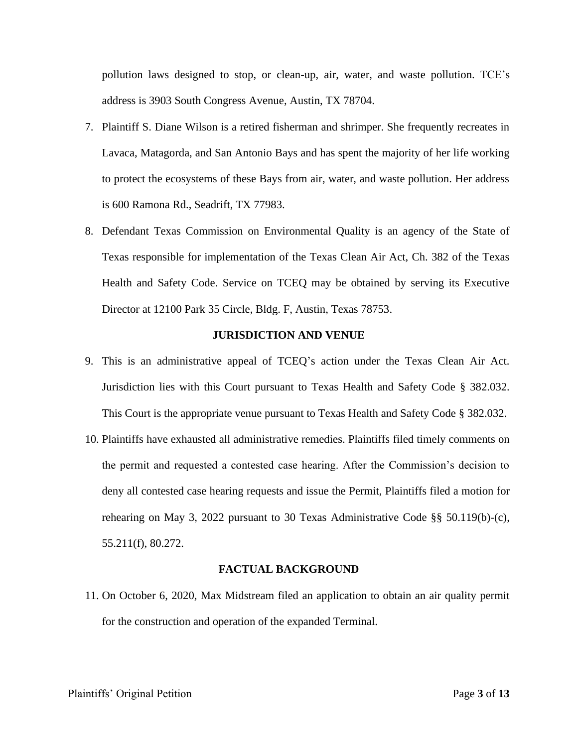pollution laws designed to stop, or clean-up, air, water, and waste pollution. TCE's address is 3903 South Congress Avenue, Austin, TX 78704.

7. Plaintiff S. Diane Wilson is a retired fisherman and shrimper. She frequently recreates in Lavaca, Matagorda, and San Antonio Bays and has spent the majority of her life working to protect the ecosystems of these Bays from air, water, and waste pollution. Her address is 600 Ramona Rd., Seadrift, TX 77983.

8. Defendant Texas Commission on Environmental Quality is an agency of the State of Texas responsible for implementation of the Texas Clean Air Act, Ch. 382 of the Texas Health and Safety Code. Service on TCEQ may be obtained by serving its Executive Director at 12100 Park 35 Circle, Bldg. F, Austin, Texas 78753.

## JURISDICTION AND VENUE

9. This is an administrative appeal of TCEQ's action under the Texas Clean Air Act. Jurisdiction lies with this Court pursuant to Texas Health and Safety Code § 382.032. This Court is the appropriate venue pursuant to Texas Health and Safety Code § 382.032.

10. Plaintiffs have exhausted all administrative remedies. Plaintiffs filed timely comments on the permit and requested a contested case hearing. After the Commission's decision to deny all contested case hearing requests and issue the Permit, Plaintiffs filed a motion for rehearing on May 3, 2022 pursuant to 30 Texas Administrative Code §§ 50.119(b)-(c), 55.211(f), 80.272.

## FACTUAL BACKGROUND

11. On October 6, 2020, Max Midstream filed an application to obtain an air quality permit for the construction and operation of the expanded Terminal.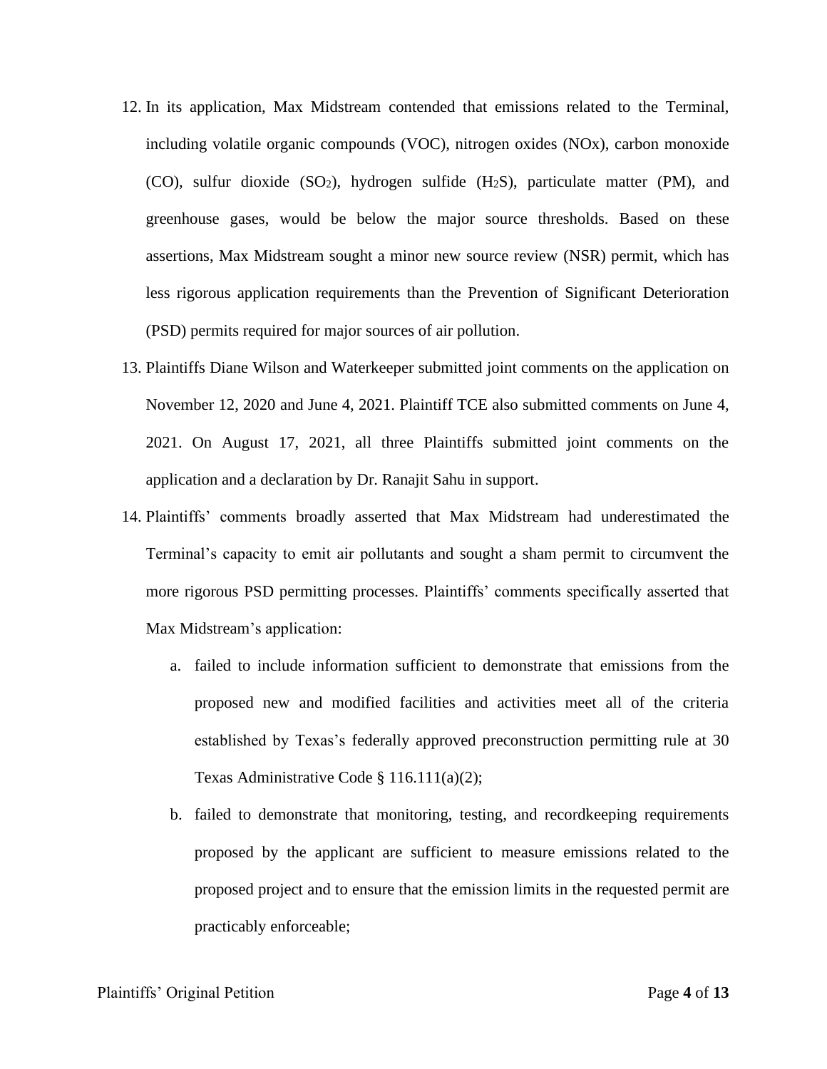12. In its application, Max Midstream contended that emissions related to the Terminal, including volatile organic compounds (VOC), nitrogen oxides (NOx), carbon monoxide (CO), sulfur dioxide ($SO_2$), hydrogen sulfide ($H_2S$), particulate matter (PM), and greenhouse gases, would be below the major source thresholds. Based on these assertions, Max Midstream sought a minor new source review (NSR) permit, which has less rigorous application requirements than the Prevention of Significant Deterioration (PSD) permits required for major sources of air pollution.

13. Plaintiffs Diane Wilson and Waterkeeper submitted joint comments on the application on November 12, 2020 and June 4, 2021. Plaintiff TCE also submitted comments on June 4, 2021. On August 17, 2021, all three Plaintiffs submitted joint comments on the application and a declaration by Dr. Ranajit Sahu in support.

14. Plaintiffs' comments broadly asserted that Max Midstream had underestimated the Terminal's capacity to emit air pollutants and sought a sham permit to circumvent the more rigorous PSD permitting processes. Plaintiffs' comments specifically asserted that Max Midstream's application:

    a. failed to include information sufficient to demonstrate that emissions from the proposed new and modified facilities and activities meet all of the criteria established by Texas's federally approved preconstruction permitting rule at 30 Texas Administrative Code § 116.111(a)(2);

    b. failed to demonstrate that monitoring, testing, and recordkeeping requirements proposed by the applicant are sufficient to measure emissions related to the proposed project and to ensure that the emission limits in the requested permit are practicably enforceable;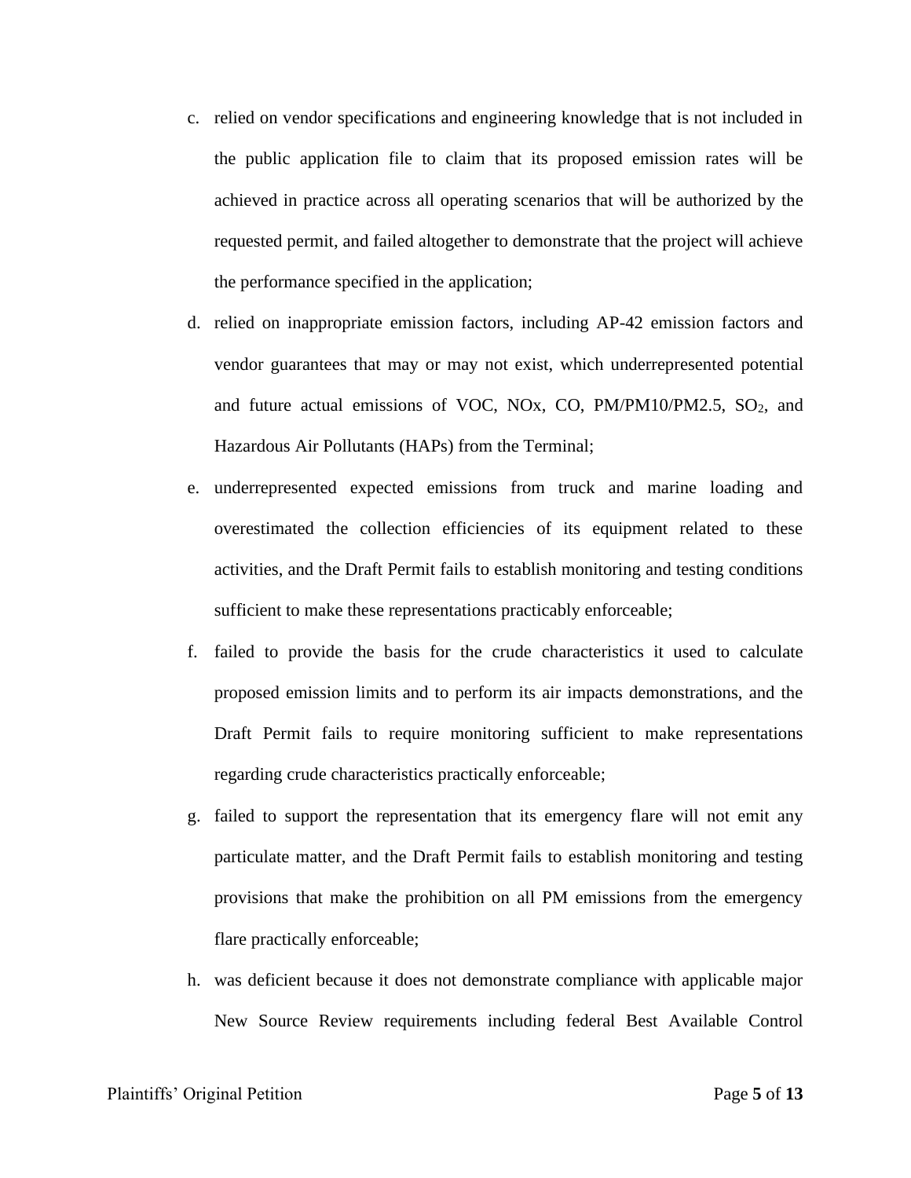c. relied on vendor specifications and engineering knowledge that is not included in the public application file to claim that its proposed emission rates will be achieved in practice across all operating scenarios that will be authorized by the requested permit, and failed altogether to demonstrate that the project will achieve the performance specified in the application;

d. relied on inappropriate emission factors, including AP-42 emission factors and vendor guarantees that may or may not exist, which underrepresented potential and future actual emissions of VOC, NOx, CO, PM/PM10/PM2.5, $SO_2$, and Hazardous Air Pollutants (HAPs) from the Terminal;

e. underrepresented expected emissions from truck and marine loading and overestimated the collection efficiencies of its equipment related to these activities, and the Draft Permit fails to establish monitoring and testing conditions sufficient to make these representations practicably enforceable;

f. failed to provide the basis for the crude characteristics it used to calculate proposed emission limits and to perform its air impacts demonstrations, and the Draft Permit fails to require monitoring sufficient to make representations regarding crude characteristics practically enforceable;

g. failed to support the representation that its emergency flare will not emit any particulate matter, and the Draft Permit fails to establish monitoring and testing provisions that make the prohibition on all PM emissions from the emergency flare practically enforceable;

h. was deficient because it does not demonstrate compliance with applicable major New Source Review requirements including federal Best Available Control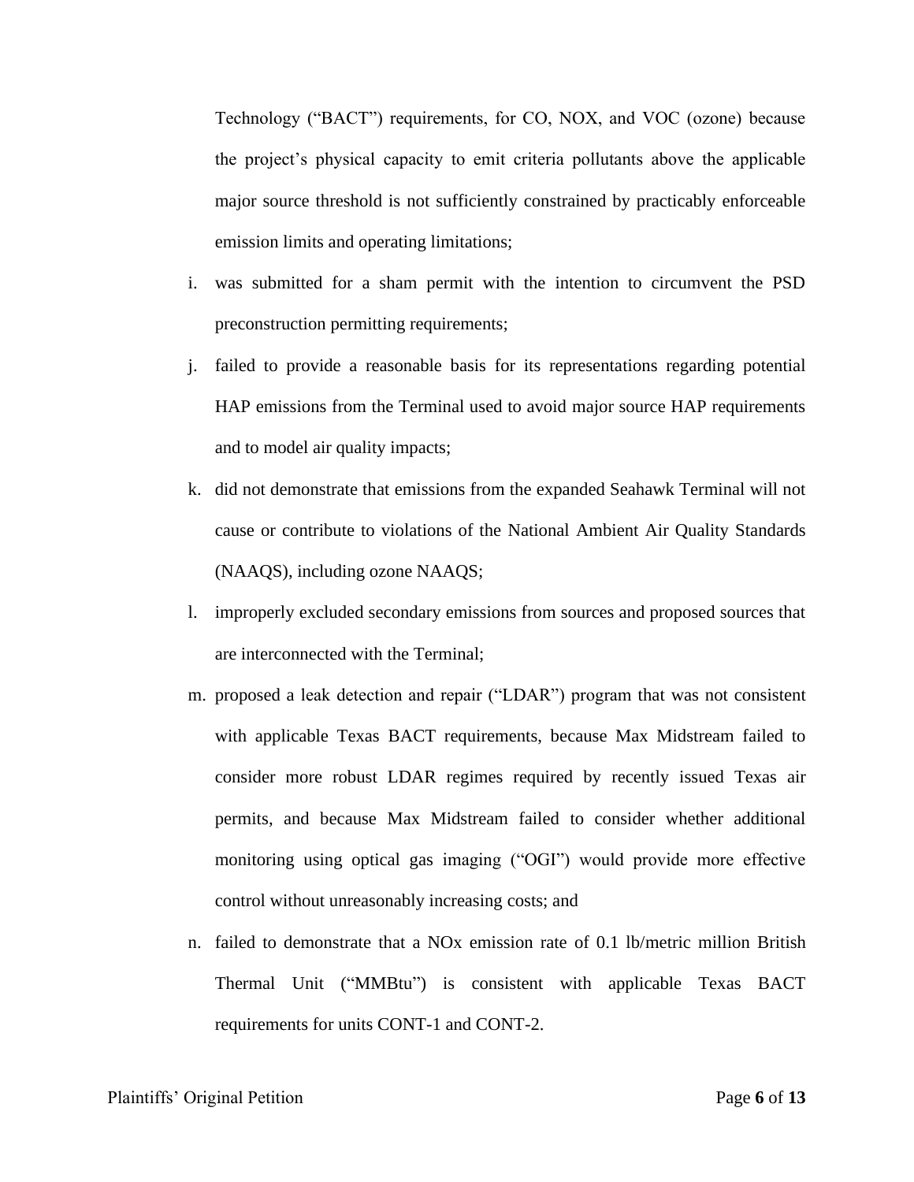Technology ("BACT") requirements, for CO, NOX, and VOC (ozone) because the project's physical capacity to emit criteria pollutants above the applicable major source threshold is not sufficiently constrained by practicably enforceable emission limits and operating limitations;

i. was submitted for a sham permit with the intention to circumvent the PSD preconstruction permitting requirements;

j. failed to provide a reasonable basis for its representations regarding potential HAP emissions from the Terminal used to avoid major source HAP requirements and to model air quality impacts;

k. did not demonstrate that emissions from the expanded Seahawk Terminal will not cause or contribute to violations of the National Ambient Air Quality Standards (NAAQS), including ozone NAAQS;

l. improperly excluded secondary emissions from sources and proposed sources that are interconnected with the Terminal;

m. proposed a leak detection and repair ("LDAR") program that was not consistent with applicable Texas BACT requirements, because Max Midstream failed to consider more robust LDAR regimes required by recently issued Texas air permits, and because Max Midstream failed to consider whether additional monitoring using optical gas imaging ("OGI") would provide more effective control without unreasonably increasing costs; and

n. failed to demonstrate that a NOx emission rate of 0.1 lb/metric million British Thermal Unit ("MMBtu") is consistent with applicable Texas BACT requirements for units CONT-1 and CONT-2.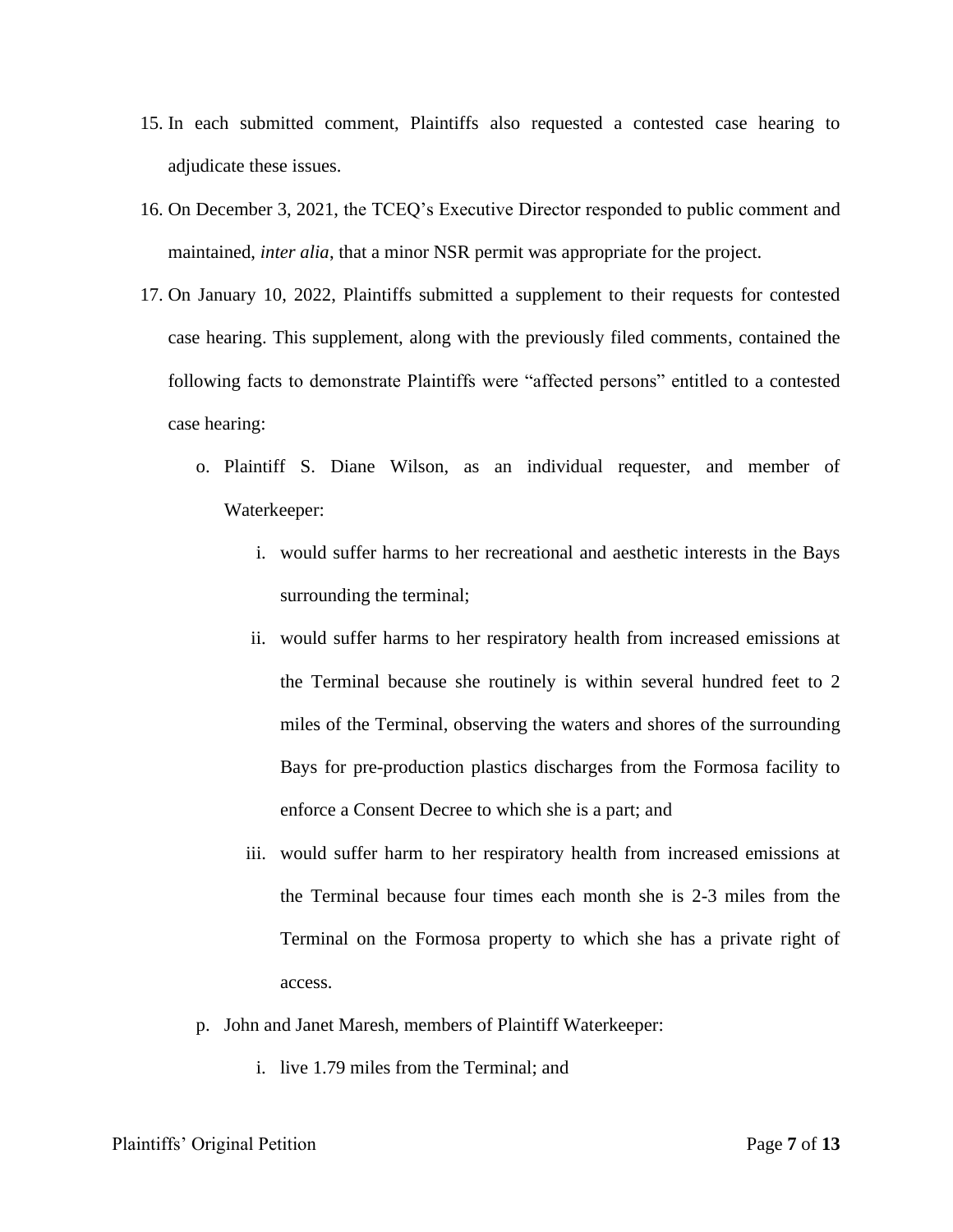15. In each submitted comment, Plaintiffs also requested a contested case hearing to adjudicate these issues.

16. On December 3, 2021, the TCEQ's Executive Director responded to public comment and maintained, *inter alia*, that a minor NSR permit was appropriate for the project.

17. On January 10, 2022, Plaintiffs submitted a supplement to their requests for contested case hearing. This supplement, along with the previously filed comments, contained the following facts to demonstrate Plaintiffs were "affected persons" entitled to a contested case hearing:

    o. Plaintiff S. Diane Wilson, as an individual requester, and member of Waterkeeper:

       i. would suffer harms to her recreational and aesthetic interests in the Bays surrounding the terminal;

       ii. would suffer harms to her respiratory health from increased emissions at the Terminal because she routinely is within several hundred feet to 2 miles of the Terminal, observing the waters and shores of the surrounding Bays for pre-production plastics discharges from the Formosa facility to enforce a Consent Decree to which she is a part; and

       iii. would suffer harm to her respiratory health from increased emissions at the Terminal because four times each month she is 2-3 miles from the Terminal on the Formosa property to which she has a private right of access.

    p. John and Janet Maresh, members of Plaintiff Waterkeeper:

       i. live 1.79 miles from the Terminal; and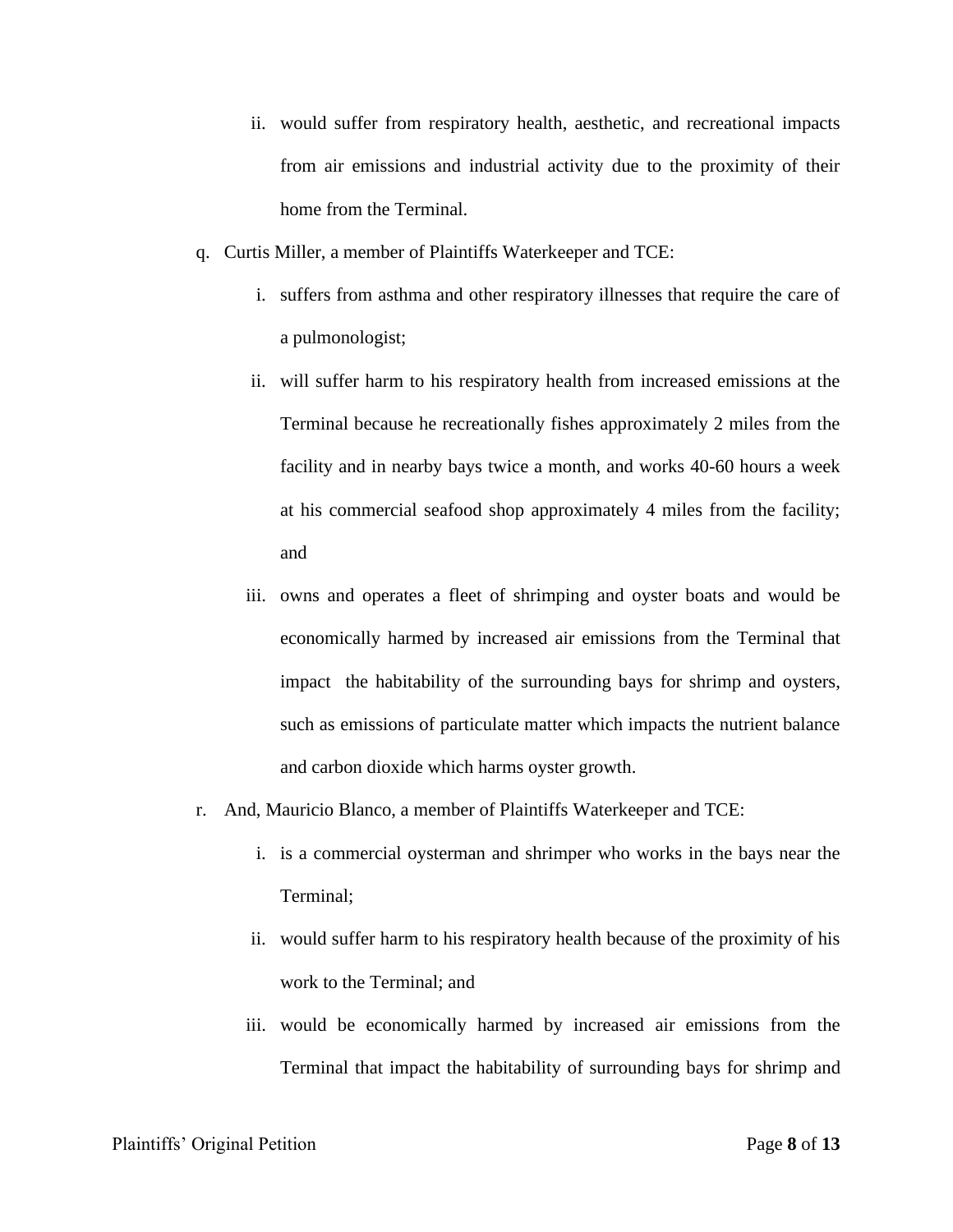ii. would suffer from respiratory health, aesthetic, and recreational impacts from air emissions and industrial activity due to the proximity of their home from the Terminal.

q. Curtis Miller, a member of Plaintiffs Waterkeeper and TCE:

  i. suffers from asthma and other respiratory illnesses that require the care of a pulmonologist;

  ii. will suffer harm to his respiratory health from increased emissions at the Terminal because he recreationally fishes approximately 2 miles from the facility and in nearby bays twice a month, and works 40-60 hours a week at his commercial seafood shop approximately 4 miles from the facility; and

  iii. owns and operates a fleet of shrimping and oyster boats and would be economically harmed by increased air emissions from the Terminal that impact the habitability of the surrounding bays for shrimp and oysters, such as emissions of particulate matter which impacts the nutrient balance and carbon dioxide which harms oyster growth.

r. And, Mauricio Blanco, a member of Plaintiffs Waterkeeper and TCE:

  i. is a commercial oysterman and shrimper who works in the bays near the Terminal;

  ii. would suffer harm to his respiratory health because of the proximity of his work to the Terminal; and

  iii. would be economically harmed by increased air emissions from the Terminal that impact the habitability of surrounding bays for shrimp and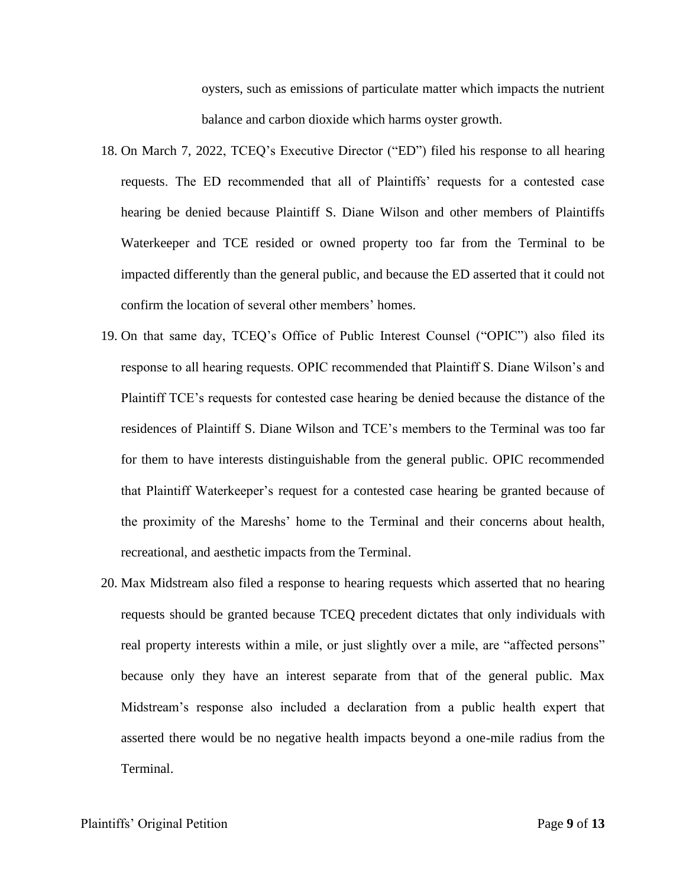oysters, such as emissions of particulate matter which impacts the nutrient balance and carbon dioxide which harms oyster growth.

18. On March 7, 2022, TCEQ's Executive Director ("ED") filed his response to all hearing requests. The ED recommended that all of Plaintiffs' requests for a contested case hearing be denied because Plaintiff S. Diane Wilson and other members of Plaintiffs Waterkeeper and TCE resided or owned property too far from the Terminal to be impacted differently than the general public, and because the ED asserted that it could not confirm the location of several other members' homes.

19. On that same day, TCEQ's Office of Public Interest Counsel ("OPIC") also filed its response to all hearing requests. OPIC recommended that Plaintiff S. Diane Wilson's and Plaintiff TCE's requests for contested case hearing be denied because the distance of the residences of Plaintiff S. Diane Wilson and TCE's members to the Terminal was too far for them to have interests distinguishable from the general public. OPIC recommended that Plaintiff Waterkeeper's request for a contested case hearing be granted because of the proximity of the Mareshs' home to the Terminal and their concerns about health, recreational, and aesthetic impacts from the Terminal.

20. Max Midstream also filed a response to hearing requests which asserted that no hearing requests should be granted because TCEQ precedent dictates that only individuals with real property interests within a mile, or just slightly over a mile, are "affected persons" because only they have an interest separate from that of the general public. Max Midstream's response also included a declaration from a public health expert that asserted there would be no negative health impacts beyond a one-mile radius from the Terminal.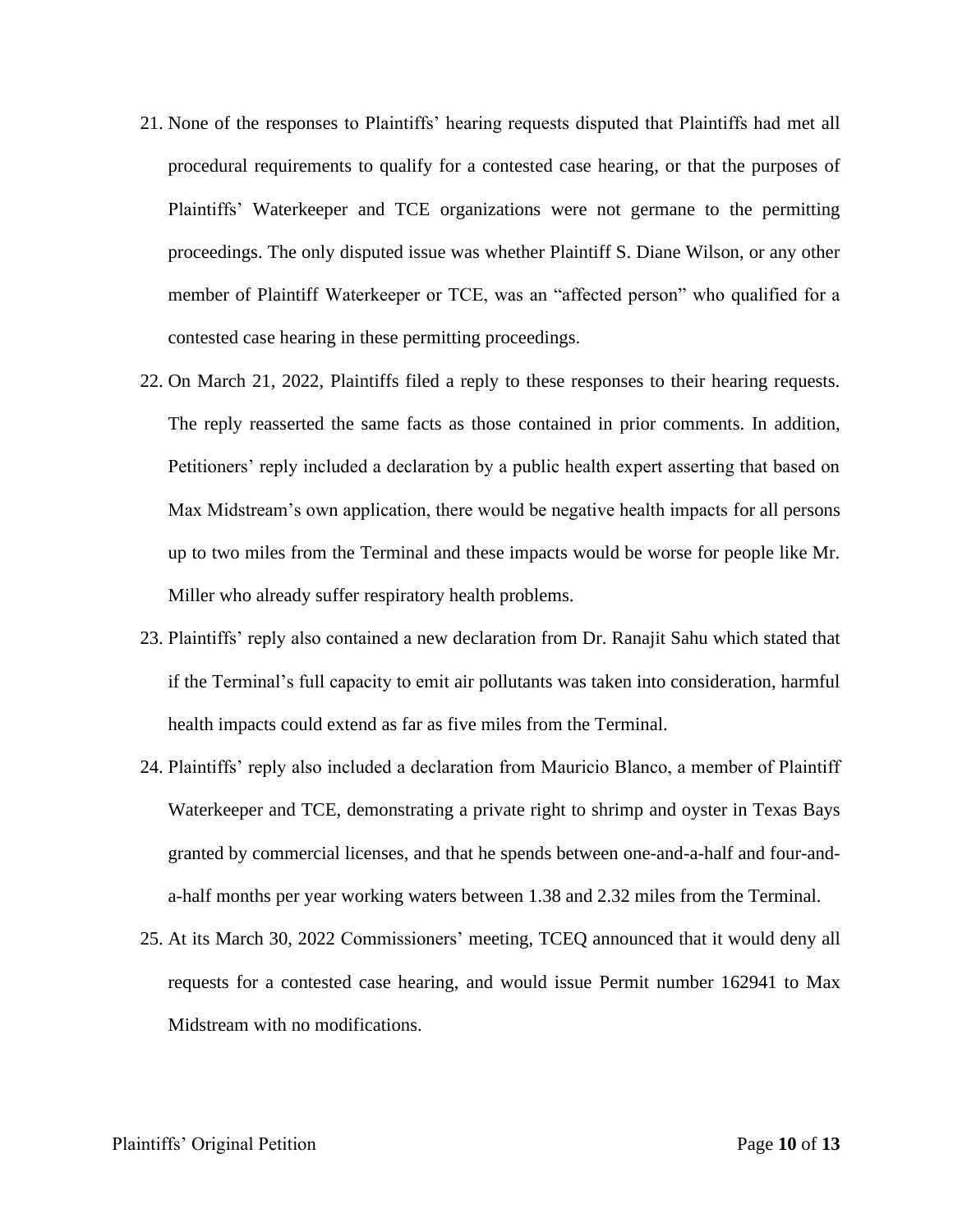21. None of the responses to Plaintiffs' hearing requests disputed that Plaintiffs had met all procedural requirements to qualify for a contested case hearing, or that the purposes of Plaintiffs' Waterkeeper and TCE organizations were not germane to the permitting proceedings. The only disputed issue was whether Plaintiff S. Diane Wilson, or any other member of Plaintiff Waterkeeper or TCE, was an "affected person" who qualified for a contested case hearing in these permitting proceedings.

22. On March 21, 2022, Plaintiffs filed a reply to these responses to their hearing requests. The reply reasserted the same facts as those contained in prior comments. In addition, Petitioners' reply included a declaration by a public health expert asserting that based on Max Midstream's own application, there would be negative health impacts for all persons up to two miles from the Terminal and these impacts would be worse for people like Mr. Miller who already suffer respiratory health problems.

23. Plaintiffs' reply also contained a new declaration from Dr. Ranajit Sahu which stated that if the Terminal's full capacity to emit air pollutants was taken into consideration, harmful health impacts could extend as far as five miles from the Terminal.

24. Plaintiffs' reply also included a declaration from Mauricio Blanco, a member of Plaintiff Waterkeeper and TCE, demonstrating a private right to shrimp and oyster in Texas Bays granted by commercial licenses, and that he spends between one-and-a-half and four-and-a-half months per year working waters between 1.38 and 2.32 miles from the Terminal.

25. At its March 30, 2022 Commissioners' meeting, TCEQ announced that it would deny all requests for a contested case hearing, and would issue Permit number 162941 to Max Midstream with no modifications.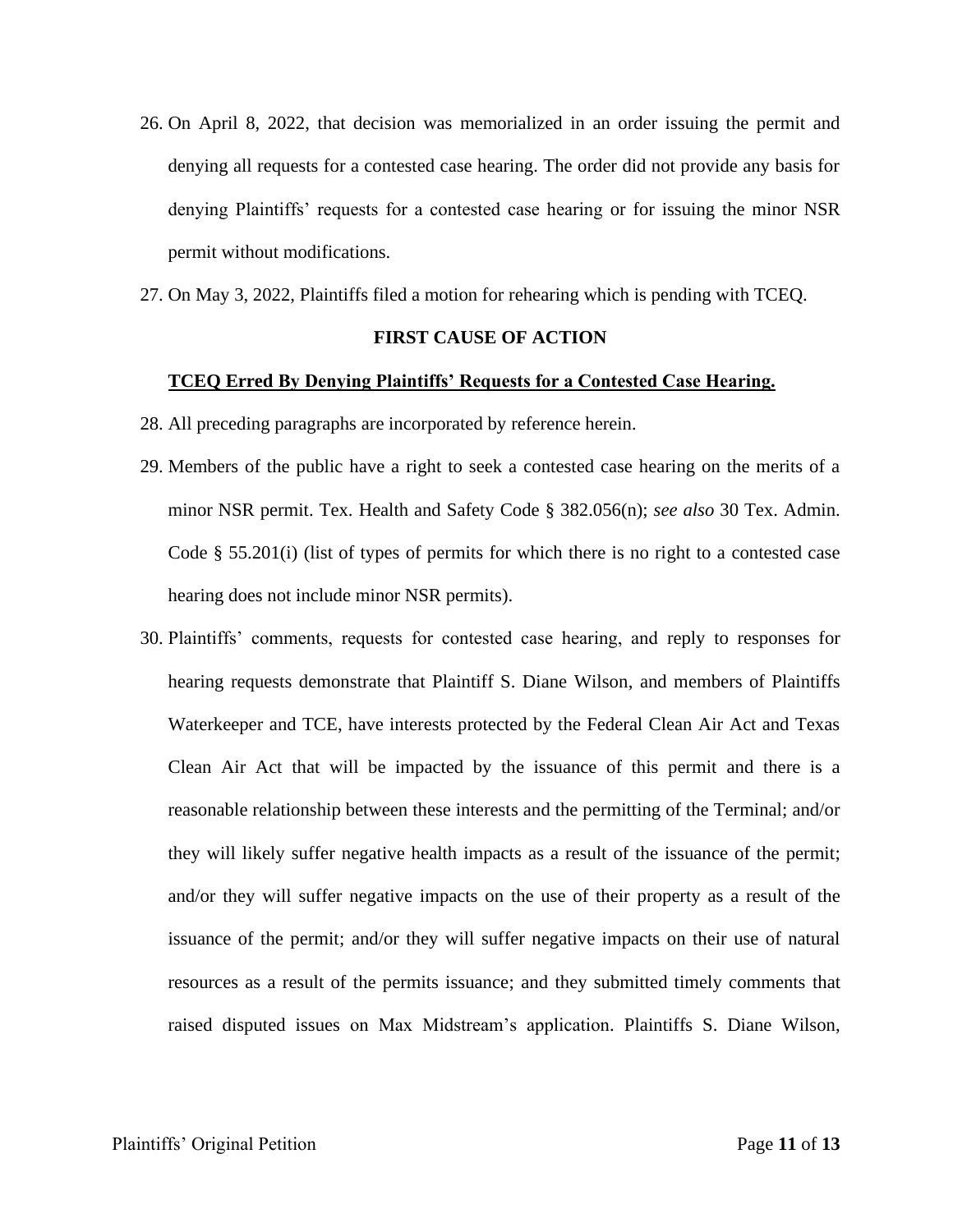26. On April 8, 2022, that decision was memorialized in an order issuing the permit and denying all requests for a contested case hearing. The order did not provide any basis for denying Plaintiffs' requests for a contested case hearing or for issuing the minor NSR permit without modifications.
27. On May 3, 2022, Plaintiffs filed a motion for rehearing which is pending with TCEQ.

**FIRST CAUSE OF ACTION**

**<u>TCEQ Erred By Denying Plaintiffs' Requests for a Contested Case Hearing.</u>**

28. All preceding paragraphs are incorporated by reference herein.
29. Members of the public have a right to seek a contested case hearing on the merits of a minor NSR permit. Tex. Health and Safety Code § 382.056(n); *see also* 30 Tex. Admin. Code § 55.201(i) (list of types of permits for which there is no right to a contested case hearing does not include minor NSR permits).
30. Plaintiffs' comments, requests for contested case hearing, and reply to responses for hearing requests demonstrate that Plaintiff S. Diane Wilson, and members of Plaintiffs Waterkeeper and TCE, have interests protected by the Federal Clean Air Act and Texas Clean Air Act that will be impacted by the issuance of this permit and there is a reasonable relationship between these interests and the permitting of the Terminal; and/or they will likely suffer negative health impacts as a result of the issuance of the permit; and/or they will suffer negative impacts on the use of their property as a result of the issuance of the permit; and/or they will suffer negative impacts on their use of natural resources as a result of the permits issuance; and they submitted timely comments that raised disputed issues on Max Midstream's application. Plaintiffs S. Diane Wilson,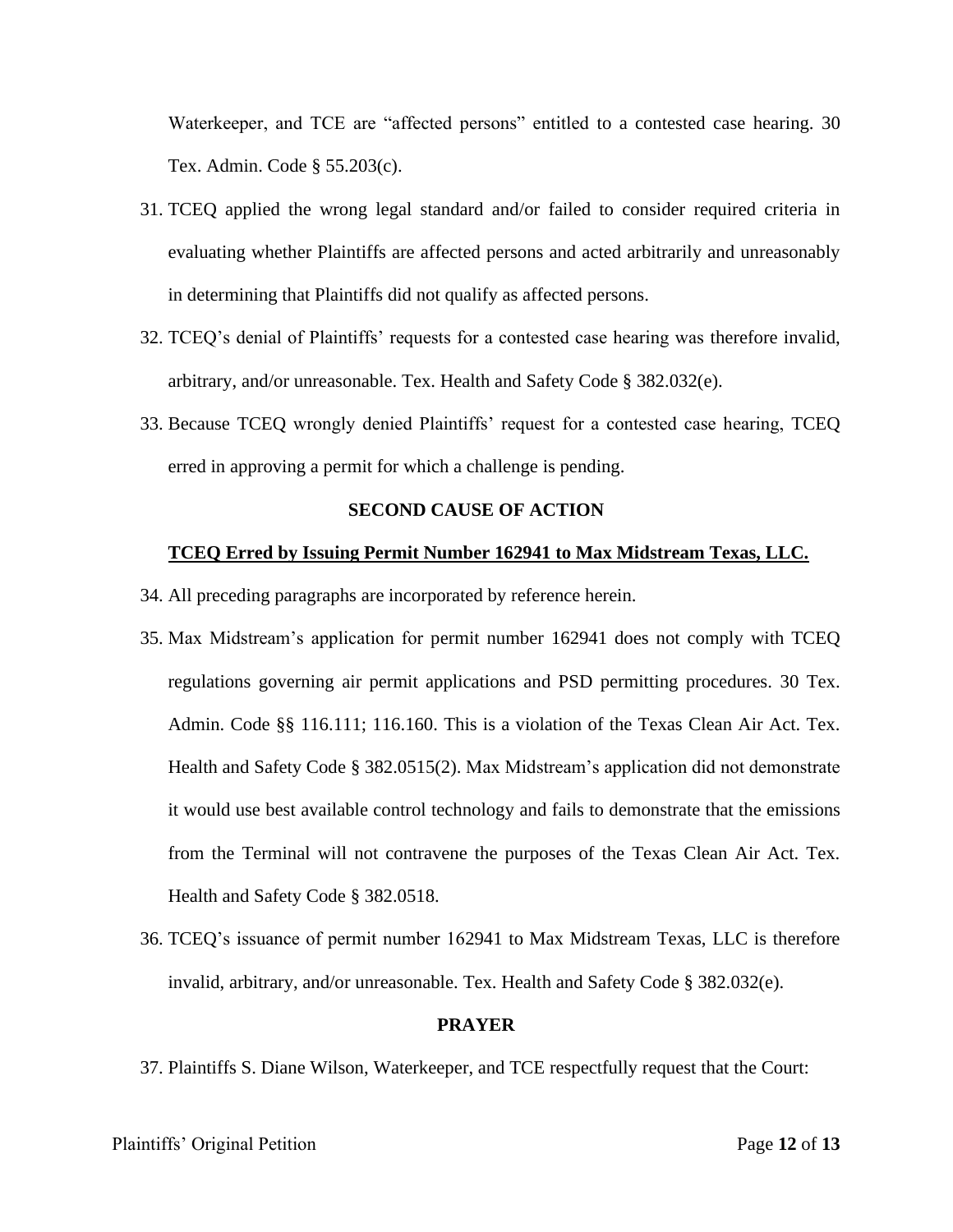Waterkeeper, and TCE are "affected persons" entitled to a contested case hearing. 30 Tex. Admin. Code § 55.203(c).

31. TCEQ applied the wrong legal standard and/or failed to consider required criteria in evaluating whether Plaintiffs are affected persons and acted arbitrarily and unreasonably in determining that Plaintiffs did not qualify as affected persons.
32. TCEQ's denial of Plaintiffs' requests for a contested case hearing was therefore invalid, arbitrary, and/or unreasonable. Tex. Health and Safety Code § 382.032(e).
33. Because TCEQ wrongly denied Plaintiffs' request for a contested case hearing, TCEQ erred in approving a permit for which a challenge is pending.

**SECOND CAUSE OF ACTION**

**TCEQ Erred by Issuing Permit Number 162941 to Max Midstream Texas, LLC.**

34. All preceding paragraphs are incorporated by reference herein.
35. Max Midstream's application for permit number 162941 does not comply with TCEQ regulations governing air permit applications and PSD permitting procedures. 30 Tex. Admin. Code §§ 116.111; 116.160. This is a violation of the Texas Clean Air Act. Tex. Health and Safety Code § 382.0515(2). Max Midstream's application did not demonstrate it would use best available control technology and fails to demonstrate that the emissions from the Terminal will not contravene the purposes of the Texas Clean Air Act. Tex. Health and Safety Code § 382.0518.
36. TCEQ's issuance of permit number 162941 to Max Midstream Texas, LLC is therefore invalid, arbitrary, and/or unreasonable. Tex. Health and Safety Code § 382.032(e).

**PRAYER**

37. Plaintiffs S. Diane Wilson, Waterkeeper, and TCE respectfully request that the Court: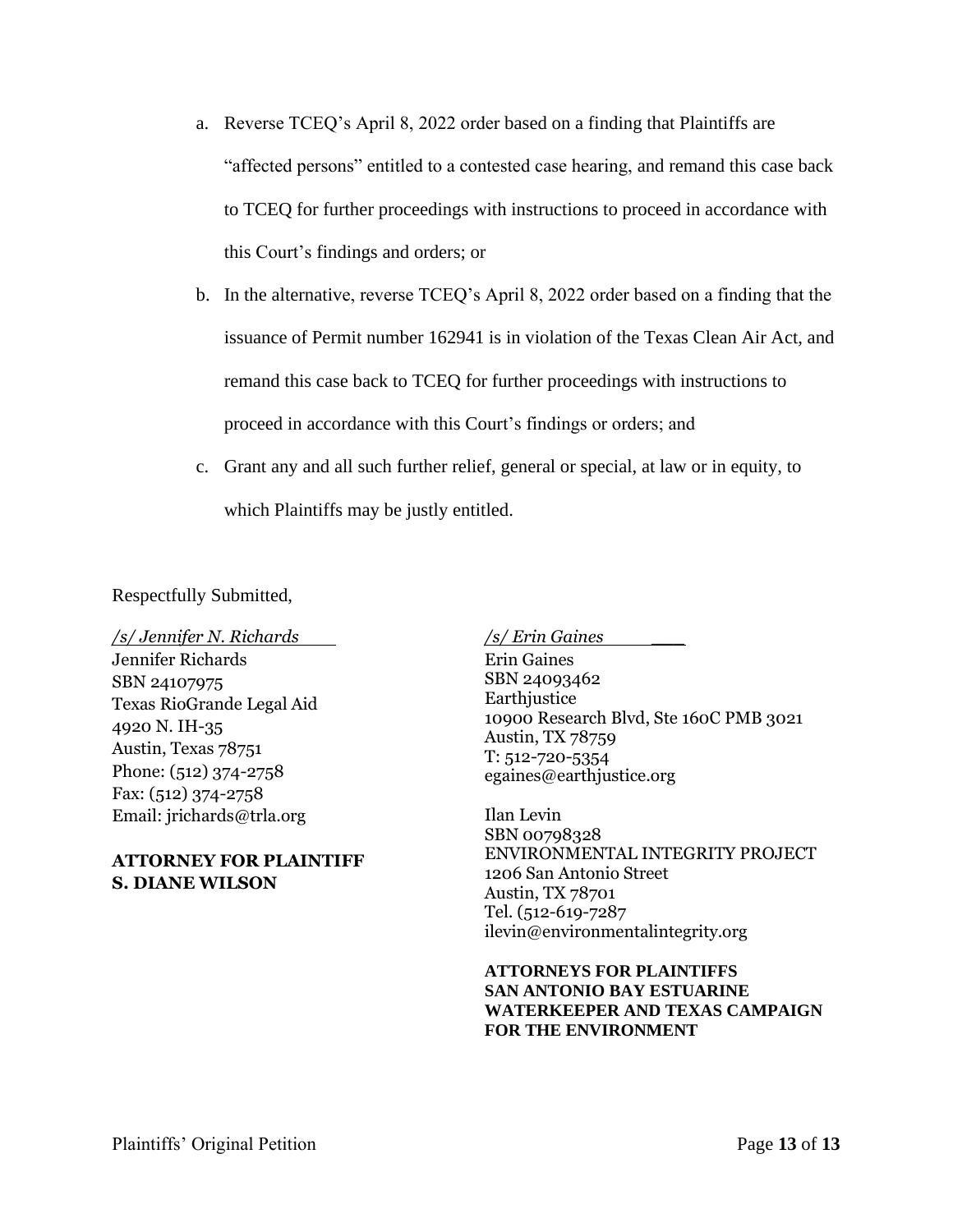a. Reverse TCEQ's April 8, 2022 order based on a finding that Plaintiffs are "affected persons" entitled to a contested case hearing, and remand this case back to TCEQ for further proceedings with instructions to proceed in accordance with this Court's findings and orders; or

b. In the alternative, reverse TCEQ's April 8, 2022 order based on a finding that the issuance of Permit number 162941 is in violation of the Texas Clean Air Act, and remand this case back to TCEQ for further proceedings with instructions to proceed in accordance with this Court's findings or orders; and

c. Grant any and all such further relief, general or special, at law or in equity, to which Plaintiffs may be justly entitled.

Respectfully Submitted,

*/s/ Jennifer N. Richards*
Jennifer Richards
SBN 24107975
Texas RioGrande Legal Aid
4920 N. IH-35
Austin, Texas 78751
Phone: (512) 374-2758
Fax: (512) 374-2758
Email: jrichards@trla.org

**ATTORNEY FOR PLAINTIFF S. DIANE WILSON**

*/s/ Erin Gaines*
Erin Gaines
SBN 24093462
Earthjustice
10900 Research Blvd, Ste 160C PMB 3021
Austin, TX 78759
T: 512-720-5354
egaines@earthjustice.org

Ilan Levin
SBN 00798328
ENVIRONMENTAL INTEGRITY PROJECT
1206 San Antonio Street
Austin, TX 78701
Tel. (512-619-7287
ilevin@environmentalintegrity.org

**ATTORNEYS FOR PLAINTIFFS SAN ANTONIO BAY ESTUARINE WATERKEEPER AND TEXAS CAMPAIGN FOR THE ENVIRONMENT**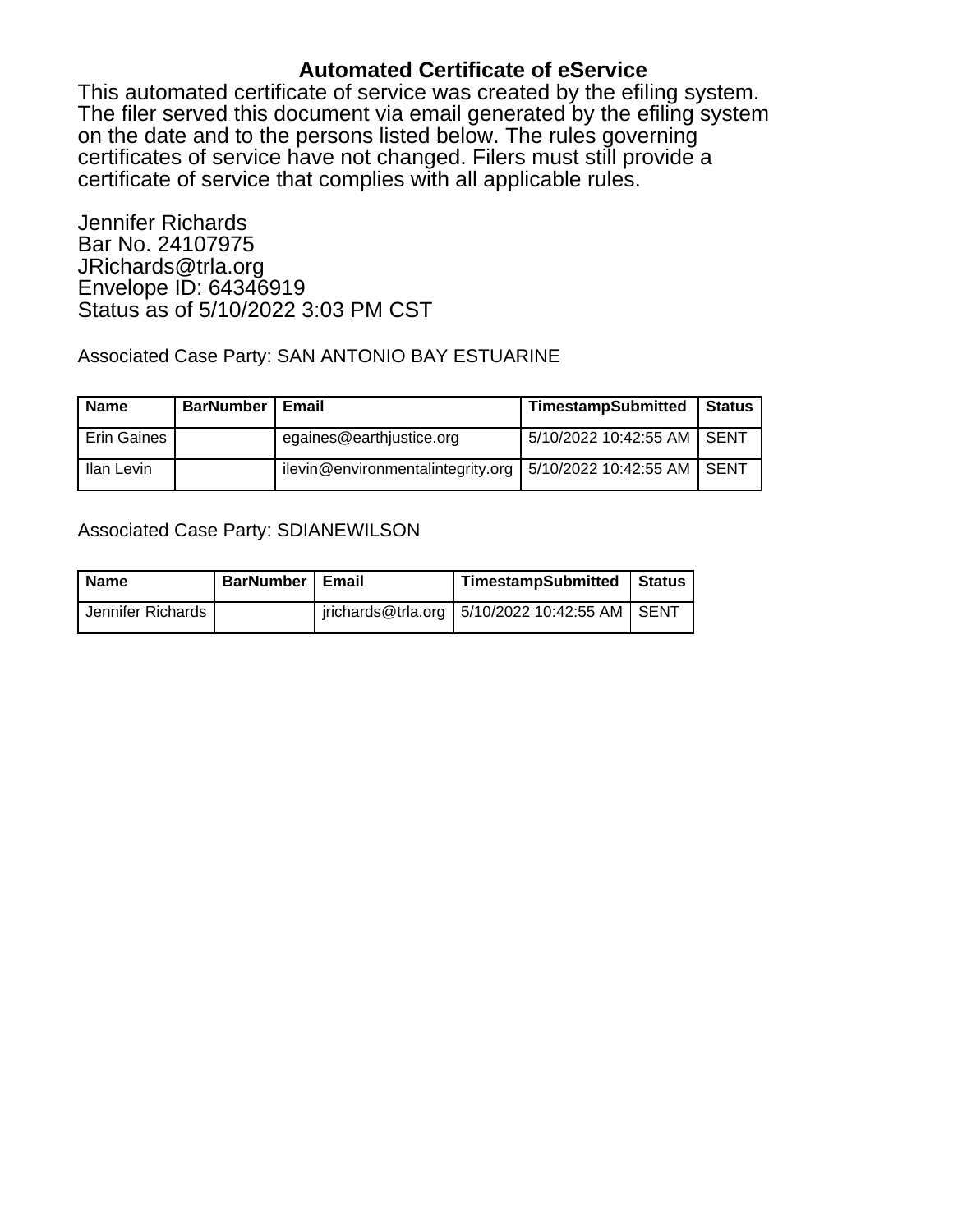# Automated Certificate of eService

This automated certificate of service was created by the efiling system. The filer served this document via email generated by the efiling system on the date and to the persons listed below. The rules governing certificates of service have not changed. Filers must still provide a certificate of service that complies with all applicable rules.

Jennifer Richards
Bar No. 24107975
JRichards@trla.org
Envelope ID: 64346919
Status as of 5/10/2022 3:03 PM CST

Associated Case Party: SAN ANTONIO BAY ESTUARINE

| Name | BarNumber | Email | TimestampSubmitted | Status |
|---|---|---|---|---|
| Erin Gaines | | egaines@earthjustice.org | 5/10/2022 10:42:55 AM | SENT |
| Ilan Levin | | ilevin@environmentalintegrity.org | 5/10/2022 10:42:55 AM | SENT |

Associated Case Party: SDIANEWILSON

| Name | BarNumber | Email | TimestampSubmitted | Status |
|---|---|---|---|---|
| Jennifer Richards | | jrichards@trla.org | 5/10/2022 10:42:55 AM | SENT |